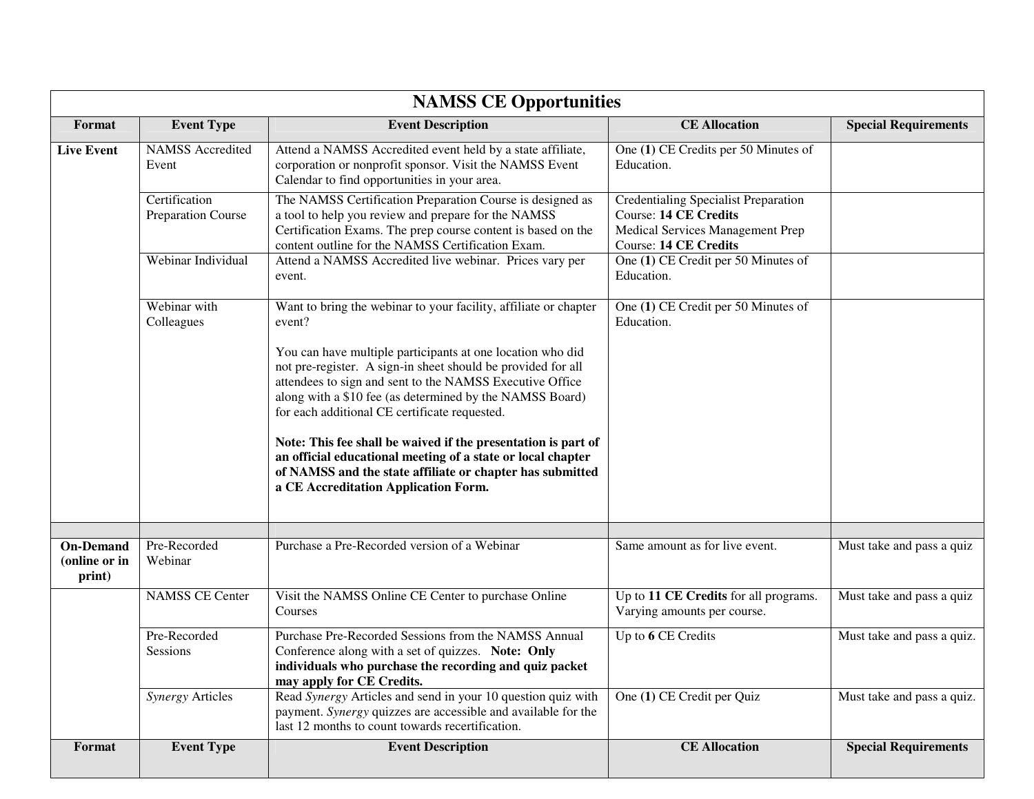# NAMSS CE Opportunities

| Format | Event Type | Event Description | CE Allocation | Special Requirements |
|---|---|---|---|---|
| **Live Event** | NAMSS Accredited Event | Attend a NAMSS Accredited event held by a state affiliate, corporation or nonprofit sponsor. Visit the NAMSS Event Calendar to find opportunities in your area. | One (**1**) CE Credits per 50 Minutes of Education. | |
| | Certification Preparation Course | The NAMSS Certification Preparation Course is designed as a tool to help you review and prepare for the NAMSS Certification Exams. The prep course content is based on the content outline for the NAMSS Certification Exam. | Credentialing Specialist Preparation Course: **14 CE Credits**<br>Medical Services Management Prep Course: **14 CE Credits** | |
| | Webinar Individual | Attend a NAMSS Accredited live webinar. Prices vary per event. | One (**1**) CE Credit per 50 Minutes of Education. | |
| | Webinar with Colleagues | Want to bring the webinar to your facility, affiliate or chapter event?<br><br>You can have multiple participants at one location who did not pre-register. A sign-in sheet should be provided for all attendees to sign and sent to the NAMSS Executive Office along with a $10 fee (as determined by the NAMSS Board) for each additional CE certificate requested.<br><br>**Note: This fee shall be waived if the presentation is part of an official educational meeting of a state or local chapter of NAMSS and the state affiliate or chapter has submitted a CE Accreditation Application Form.** | One (**1**) CE Credit per 50 Minutes of Education. | |
| | | | | |
| **On-Demand (online or in print)** | Pre-Recorded Webinar | Purchase a Pre-Recorded version of a Webinar | Same amount as for live event. | Must take and pass a quiz |
| | NAMSS CE Center | Visit the NAMSS Online CE Center to purchase Online Courses | Up to **11 CE Credits** for all programs. Varying amounts per course. | Must take and pass a quiz |
| | Pre-Recorded Sessions | Purchase Pre-Recorded Sessions from the NAMSS Annual Conference along with a set of quizzes. **Note: Only individuals who purchase the recording and quiz packet may apply for CE Credits.** | Up to **6** CE Credits | Must take and pass a quiz. |
| | *Synergy* Articles | Read *Synergy* Articles and send in your 10 question quiz with payment. *Synergy* quizzes are accessible and available for the last 12 months to count towards recertification. | One (**1**) CE Credit per Quiz | Must take and pass a quiz. |
| **Format** | **Event Type** | **Event Description** | **CE Allocation** | **Special Requirements** |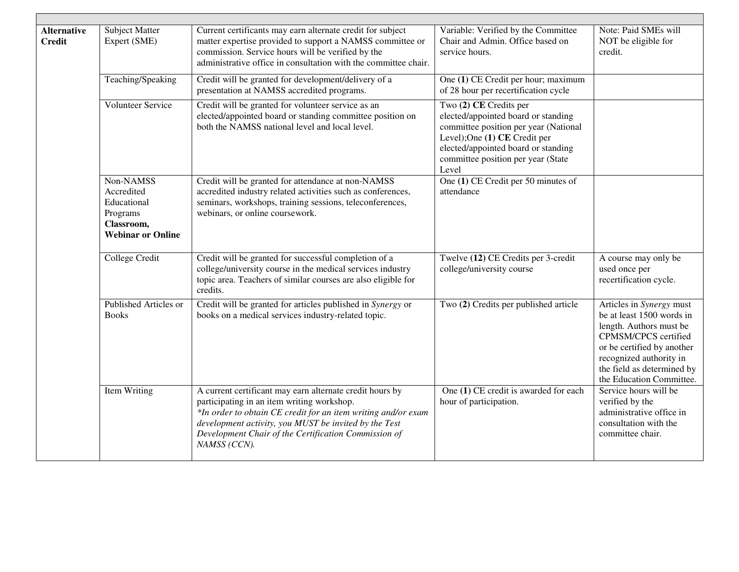| | | | | |
|---|---|---|---|---|
| **Alternative Credit** | Subject Matter Expert (SME) | Current certificants may earn alternate credit for subject matter expertise provided to support a NAMSS committee or commission. Service hours will be verified by the administrative office in consultation with the committee chair. | Variable: Verified by the Committee Chair and Admin. Office based on service hours. | Note: Paid SMEs will NOT be eligible for credit. |
| | Teaching/Speaking | Credit will be granted for development/delivery of a presentation at NAMSS accredited programs. | One (**1**) CE Credit per hour; maximum of 28 hour per recertification cycle | |
| | Volunteer Service | Credit will be granted for volunteer service as an elected/appointed board or standing committee position on both the NAMSS national level and local level. | Two (**2**) **CE** Credits per elected/appointed board or standing committee position per year (National Level);One (**1**) **CE** Credit per elected/appointed board or standing committee position per year (State Level | |
| | Non-NAMSS Accredited Educational Programs **Classroom, Webinar or Online** | Credit will be granted for attendance at non-NAMSS accredited industry related activities such as conferences, seminars, workshops, training sessions, teleconferences, webinars, or online coursework. | One (**1**) CE Credit per 50 minutes of attendance | |
| | College Credit | Credit will be granted for successful completion of a college/university course in the medical services industry topic area. Teachers of similar courses are also eligible for credits. | Twelve (**12**) CE Credits per 3-credit college/university course | A course may only be used once per recertification cycle. |
| | Published Articles or Books | Credit will be granted for articles published in *Synergy* or books on a medical services industry-related topic. | Two (**2**) Credits per published article | Articles in *Synergy* must be at least 1500 words in length. Authors must be CPMSM/CPCS certified or be certified by another recognized authority in the field as determined by the Education Committee. |
| | Item Writing | A current certificant may earn alternate credit hours by participating in an item writing workshop. *\*In order to obtain CE credit for an item writing and/or exam development activity, you MUST be invited by the Test Development Chair of the Certification Commission of NAMSS (CCN).* | One (**1**) CE credit is awarded for each hour of participation. | Service hours will be verified by the administrative office in consultation with the committee chair. |